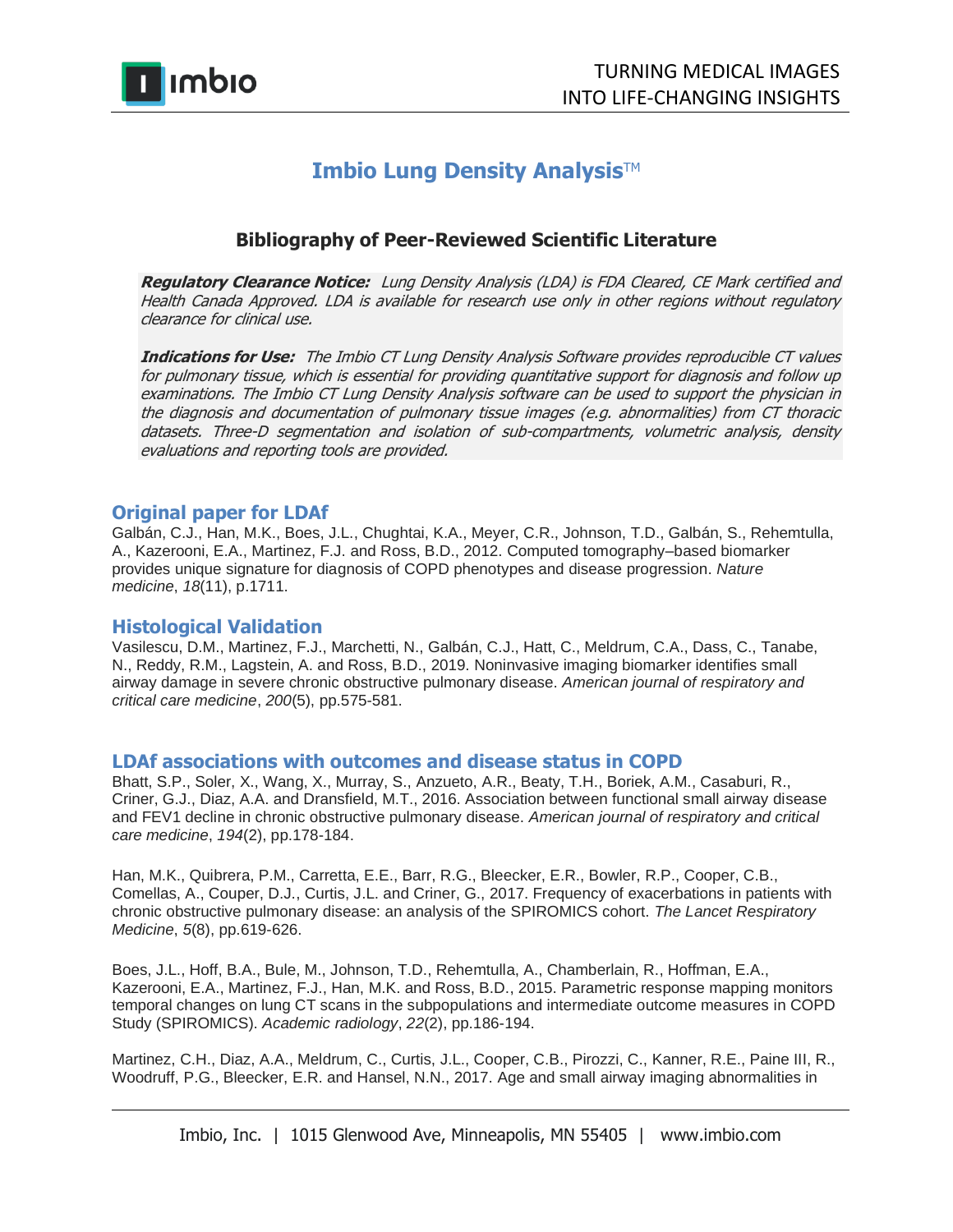# Imbio Lung Density Analysis™

## Bibliography of Peer-Reviewed Scientific Literature

***Regulatory Clearance Notice:*** *Lung Density Analysis (LDA) is FDA Cleared, CE Mark certified and Health Canada Approved. LDA is available for research use only in other regions without regulatory clearance for clinical use.*

***Indications for Use:*** *The Imbio CT Lung Density Analysis Software provides reproducible CT values for pulmonary tissue, which is essential for providing quantitative support for diagnosis and follow up examinations. The Imbio CT Lung Density Analysis software can be used to support the physician in the diagnosis and documentation of pulmonary tissue images (e.g. abnormalities) from CT thoracic datasets. Three-D segmentation and isolation of sub-compartments, volumetric analysis, density evaluations and reporting tools are provided.*

### Original paper for LDAf

Galbán, C.J., Han, M.K., Boes, J.L., Chughtai, K.A., Meyer, C.R., Johnson, T.D., Galbán, S., Rehemtulla, A., Kazerooni, E.A., Martinez, F.J. and Ross, B.D., 2012. Computed tomography–based biomarker provides unique signature for diagnosis of COPD phenotypes and disease progression. *Nature medicine*, *18*(11), p.1711.

### Histological Validation

Vasilescu, D.M., Martinez, F.J., Marchetti, N., Galbán, C.J., Hatt, C., Meldrum, C.A., Dass, C., Tanabe, N., Reddy, R.M., Lagstein, A. and Ross, B.D., 2019. Noninvasive imaging biomarker identifies small airway damage in severe chronic obstructive pulmonary disease. *American journal of respiratory and critical care medicine*, *200*(5), pp.575-581.

### LDAf associations with outcomes and disease status in COPD

Bhatt, S.P., Soler, X., Wang, X., Murray, S., Anzueto, A.R., Beaty, T.H., Boriek, A.M., Casaburi, R., Criner, G.J., Diaz, A.A. and Dransfield, M.T., 2016. Association between functional small airway disease and FEV1 decline in chronic obstructive pulmonary disease. *American journal of respiratory and critical care medicine*, *194*(2), pp.178-184.

Han, M.K., Quibrera, P.M., Carretta, E.E., Barr, R.G., Bleecker, E.R., Bowler, R.P., Cooper, C.B., Comellas, A., Couper, D.J., Curtis, J.L. and Criner, G., 2017. Frequency of exacerbations in patients with chronic obstructive pulmonary disease: an analysis of the SPIROMICS cohort. *The Lancet Respiratory Medicine*, *5*(8), pp.619-626.

Boes, J.L., Hoff, B.A., Bule, M., Johnson, T.D., Rehemtulla, A., Chamberlain, R., Hoffman, E.A., Kazerooni, E.A., Martinez, F.J., Han, M.K. and Ross, B.D., 2015. Parametric response mapping monitors temporal changes on lung CT scans in the subpopulations and intermediate outcome measures in COPD Study (SPIROMICS). *Academic radiology*, *22*(2), pp.186-194.

Martinez, C.H., Diaz, A.A., Meldrum, C., Curtis, J.L., Cooper, C.B., Pirozzi, C., Kanner, R.E., Paine III, R., Woodruff, P.G., Bleecker, E.R. and Hansel, N.N., 2017. Age and small airway imaging abnormalities in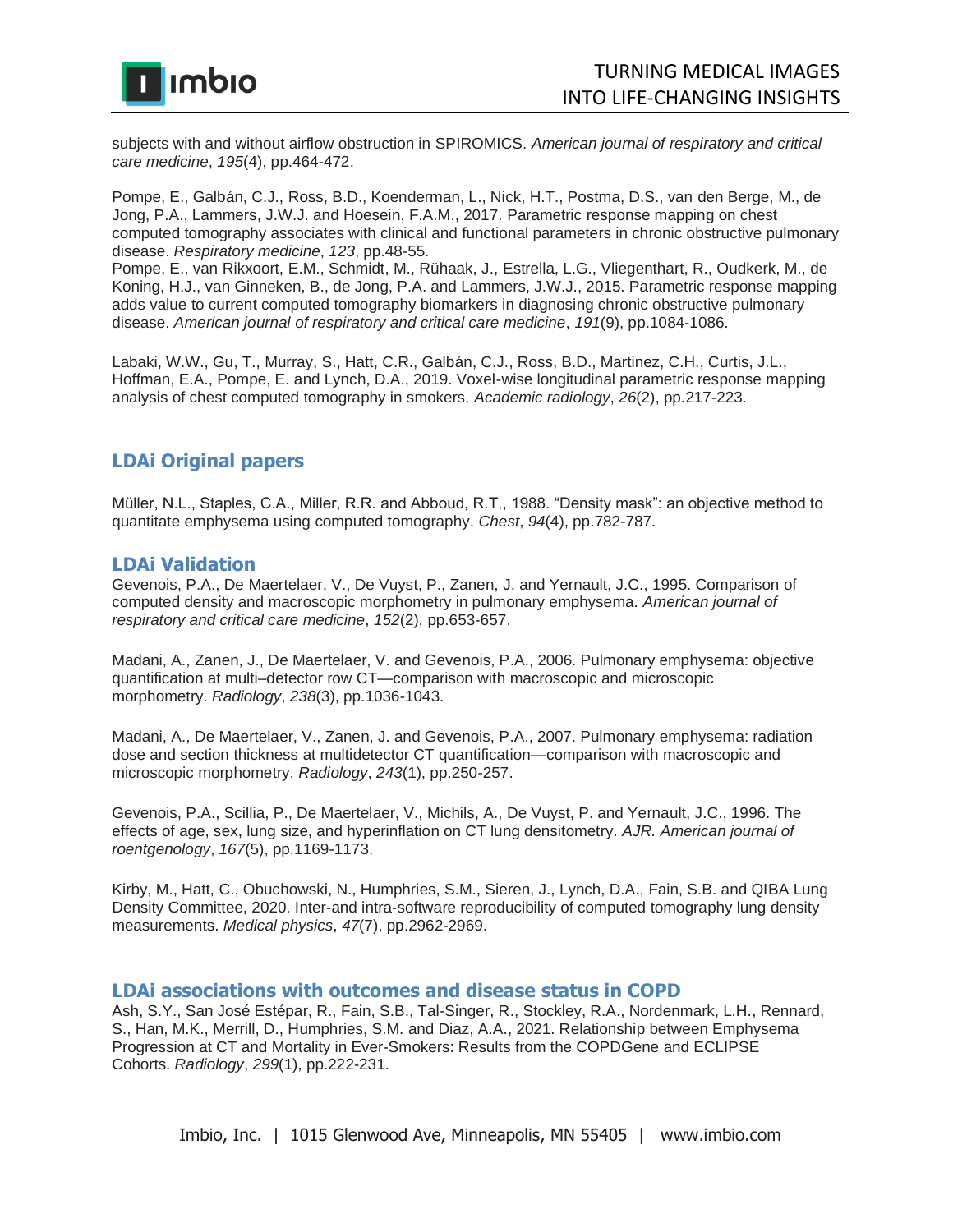subjects with and without airflow obstruction in SPIROMICS. *American journal of respiratory and critical care medicine*, *195*(4), pp.464-472.

Pompe, E., Galbán, C.J., Ross, B.D., Koenderman, L., Nick, H.T., Postma, D.S., van den Berge, M., de Jong, P.A., Lammers, J.W.J. and Hoesein, F.A.M., 2017. Parametric response mapping on chest computed tomography associates with clinical and functional parameters in chronic obstructive pulmonary disease. *Respiratory medicine*, *123*, pp.48-55.

Pompe, E., van Rikxoort, E.M., Schmidt, M., Rühaak, J., Estrella, L.G., Vliegenthart, R., Oudkerk, M., de Koning, H.J., van Ginneken, B., de Jong, P.A. and Lammers, J.W.J., 2015. Parametric response mapping adds value to current computed tomography biomarkers in diagnosing chronic obstructive pulmonary disease. *American journal of respiratory and critical care medicine*, *191*(9), pp.1084-1086.

Labaki, W.W., Gu, T., Murray, S., Hatt, C.R., Galbán, C.J., Ross, B.D., Martinez, C.H., Curtis, J.L., Hoffman, E.A., Pompe, E. and Lynch, D.A., 2019. Voxel-wise longitudinal parametric response mapping analysis of chest computed tomography in smokers. *Academic radiology*, *26*(2), pp.217-223.

## LDAi Original papers

Müller, N.L., Staples, C.A., Miller, R.R. and Abboud, R.T., 1988. "Density mask": an objective method to quantitate emphysema using computed tomography. *Chest*, *94*(4), pp.782-787.

## LDAi Validation

Gevenois, P.A., De Maertelaer, V., De Vuyst, P., Zanen, J. and Yernault, J.C., 1995. Comparison of computed density and macroscopic morphometry in pulmonary emphysema. *American journal of respiratory and critical care medicine*, *152*(2), pp.653-657.

Madani, A., Zanen, J., De Maertelaer, V. and Gevenois, P.A., 2006. Pulmonary emphysema: objective quantification at multi–detector row CT—comparison with macroscopic and microscopic morphometry. *Radiology*, *238*(3), pp.1036-1043.

Madani, A., De Maertelaer, V., Zanen, J. and Gevenois, P.A., 2007. Pulmonary emphysema: radiation dose and section thickness at multidetector CT quantification—comparison with macroscopic and microscopic morphometry. *Radiology*, *243*(1), pp.250-257.

Gevenois, P.A., Scillia, P., De Maertelaer, V., Michils, A., De Vuyst, P. and Yernault, J.C., 1996. The effects of age, sex, lung size, and hyperinflation on CT lung densitometry. *AJR. American journal of roentgenology*, *167*(5), pp.1169-1173.

Kirby, M., Hatt, C., Obuchowski, N., Humphries, S.M., Sieren, J., Lynch, D.A., Fain, S.B. and QIBA Lung Density Committee, 2020. Inter-and intra-software reproducibility of computed tomography lung density measurements. *Medical physics*, *47*(7), pp.2962-2969.

## LDAi associations with outcomes and disease status in COPD

Ash, S.Y., San José Estépar, R., Fain, S.B., Tal-Singer, R., Stockley, R.A., Nordenmark, L.H., Rennard, S., Han, M.K., Merrill, D., Humphries, S.M. and Diaz, A.A., 2021. Relationship between Emphysema Progression at CT and Mortality in Ever-Smokers: Results from the COPDGene and ECLIPSE Cohorts. *Radiology*, *299*(1), pp.222-231.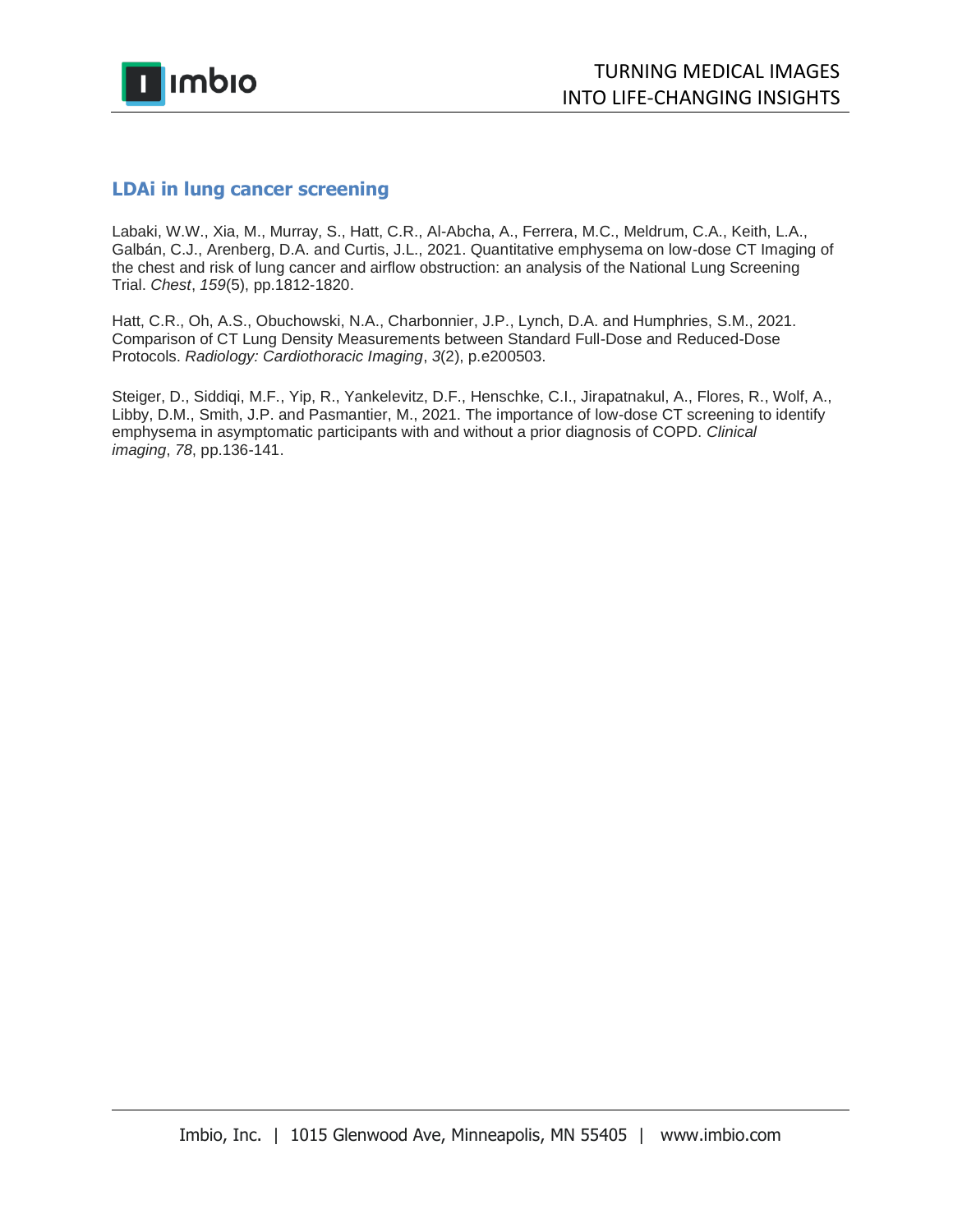## LDAi in lung cancer screening

Labaki, W.W., Xia, M., Murray, S., Hatt, C.R., Al-Abcha, A., Ferrera, M.C., Meldrum, C.A., Keith, L.A., Galbán, C.J., Arenberg, D.A. and Curtis, J.L., 2021. Quantitative emphysema on low-dose CT Imaging of the chest and risk of lung cancer and airflow obstruction: an analysis of the National Lung Screening Trial. *Chest*, *159*(5), pp.1812-1820.

Hatt, C.R., Oh, A.S., Obuchowski, N.A., Charbonnier, J.P., Lynch, D.A. and Humphries, S.M., 2021. Comparison of CT Lung Density Measurements between Standard Full-Dose and Reduced-Dose Protocols. *Radiology: Cardiothoracic Imaging*, *3*(2), p.e200503.

Steiger, D., Siddiqi, M.F., Yip, R., Yankelevitz, D.F., Henschke, C.I., Jirapatnakul, A., Flores, R., Wolf, A., Libby, D.M., Smith, J.P. and Pasmantier, M., 2021. The importance of low-dose CT screening to identify emphysema in asymptomatic participants with and without a prior diagnosis of COPD. *Clinical imaging*, *78*, pp.136-141.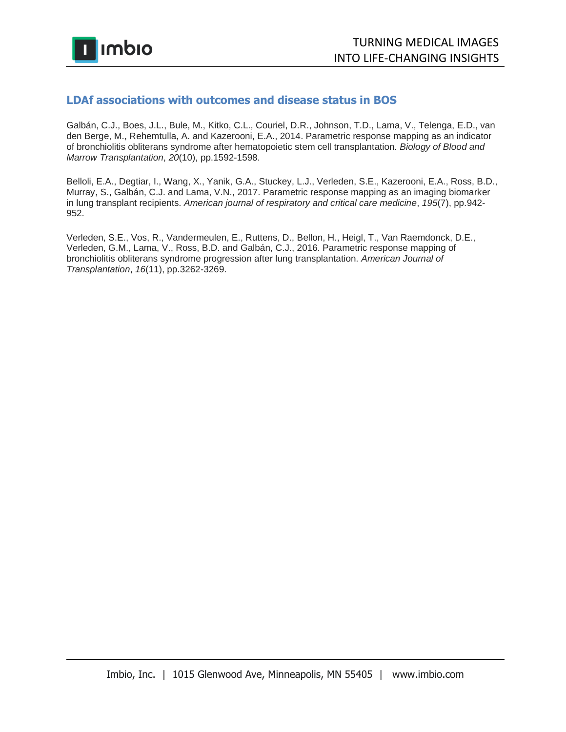## LDAf associations with outcomes and disease status in BOS

Galbán, C.J., Boes, J.L., Bule, M., Kitko, C.L., Couriel, D.R., Johnson, T.D., Lama, V., Telenga, E.D., van den Berge, M., Rehemtulla, A. and Kazerooni, E.A., 2014. Parametric response mapping as an indicator of bronchiolitis obliterans syndrome after hematopoietic stem cell transplantation. *Biology of Blood and Marrow Transplantation*, *20*(10), pp.1592-1598.

Belloli, E.A., Degtiar, I., Wang, X., Yanik, G.A., Stuckey, L.J., Verleden, S.E., Kazerooni, E.A., Ross, B.D., Murray, S., Galbán, C.J. and Lama, V.N., 2017. Parametric response mapping as an imaging biomarker in lung transplant recipients. *American journal of respiratory and critical care medicine*, *195*(7), pp.942-952.

Verleden, S.E., Vos, R., Vandermeulen, E., Ruttens, D., Bellon, H., Heigl, T., Van Raemdonck, D.E., Verleden, G.M., Lama, V., Ross, B.D. and Galbán, C.J., 2016. Parametric response mapping of bronchiolitis obliterans syndrome progression after lung transplantation. *American Journal of Transplantation*, *16*(11), pp.3262-3269.